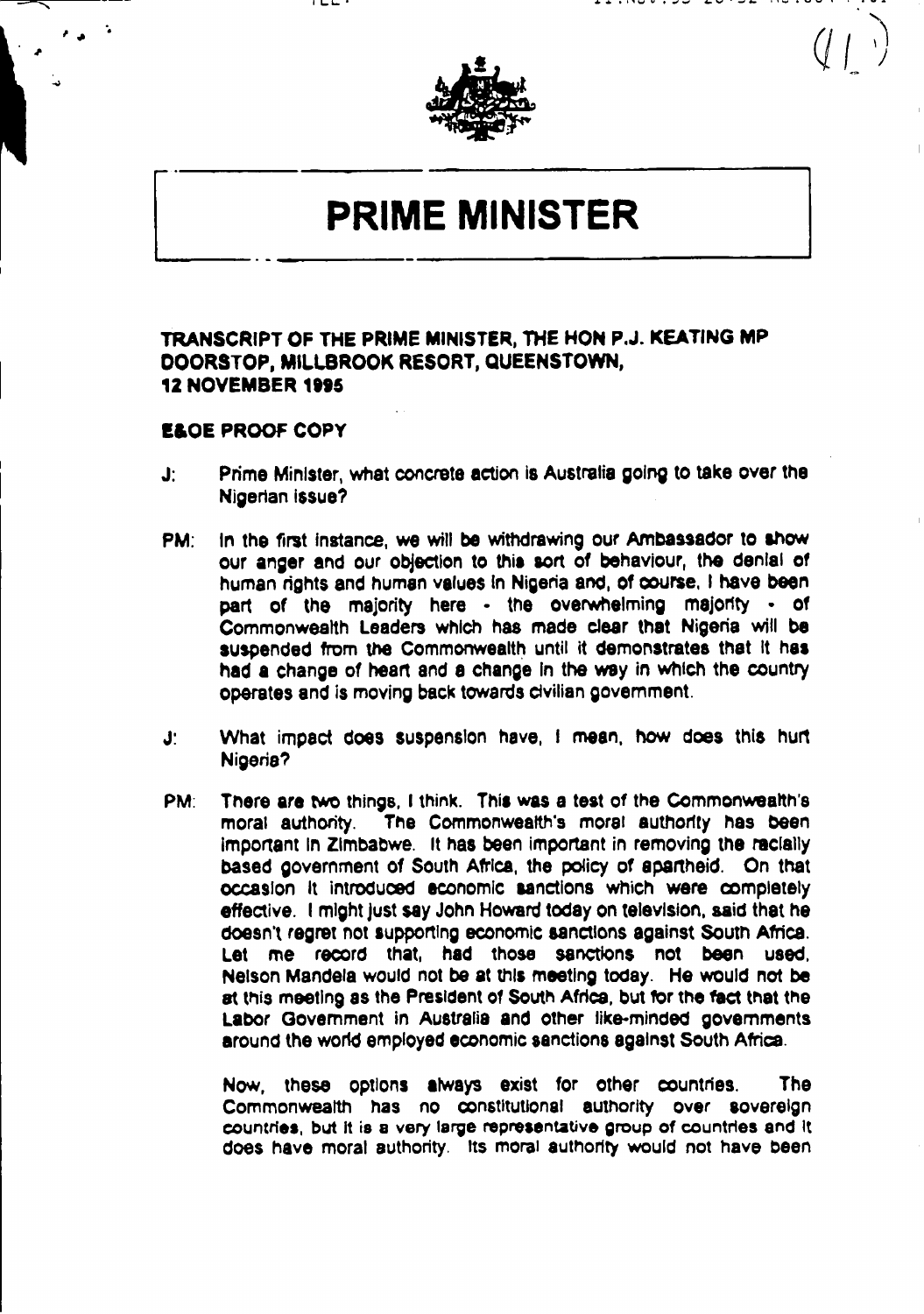# PRIME MINISTER

**TRANSCRIPT OF THE PRIME MINISTER, THE HON P.J. KEATING MP DOORSTOP, MILLBROOK RESORT, QUEENSTOWN, 12 NOVEMBER 1995**

**E&OE PROOF COPY**

J: Prime Minister, what concrete action is Australia going to take over the Nigerian issue?

PM: In the first instance, we will be withdrawing our Ambassador to show our anger and our objection to this sort of behaviour, the denial of human rights and human values in Nigeria and, of course, I have been part of the majority here - the overwhelming majority - of Commonwealth Leaders which has made clear that Nigeria will be suspended from the Commonwealth until it demonstrates that it has had a change of heart and a change in the way in which the country operates and is moving back towards civilian government.

J: What impact does suspension have, I mean, how does this hurt Nigeria?

PM: There are two things, I think. This was a test of the Commonwealth's moral authority. The Commonwealth's moral authority has been important in Zimbabwe. It has been important in removing the racially based government of South Africa, the policy of apartheid. On that occasion it introduced economic sanctions which were completely effective. I might just say John Howard today on television, said that he doesn't regret not supporting economic sanctions against South Africa. Let me record that, had those sanctions not been used, Nelson Mandela would not be at this meeting today. He would not be at this meeting as the President of South Africa, but for the fact that the Labor Government in Australia and other like-minded governments around the world employed economic sanctions against South Africa.

Now, these options always exist for other countries. The Commonwealth has no constitutional authority over sovereign countries, but it is a very large representative group of countries and it does have moral authority. Its moral authority would not have been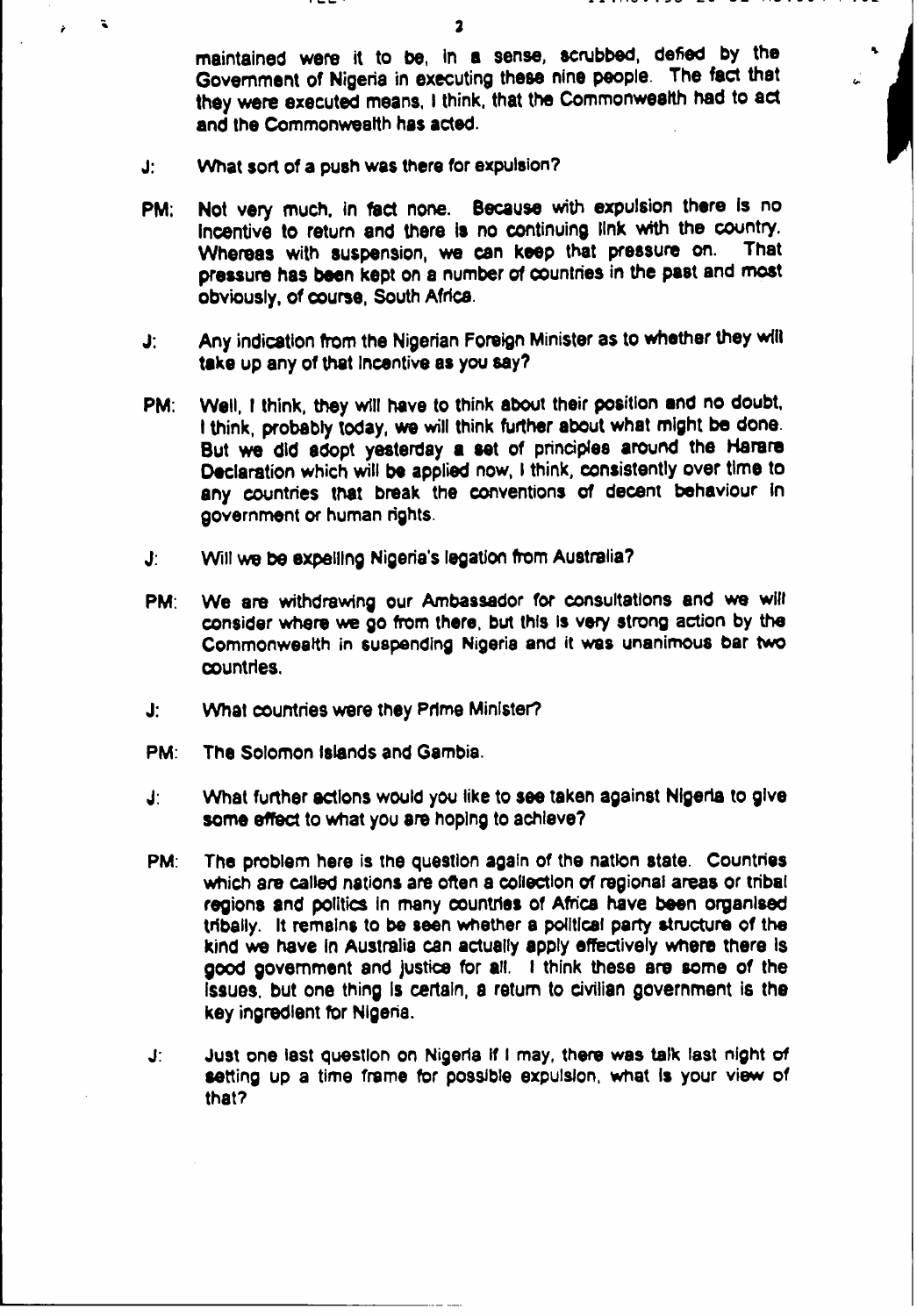maintained were it to be, in a sense, scrubbed, defied by the Government of Nigeria in executing these nine people. The fact that they were executed means, I think, that the Commonwealth had to act and the Commonwealth has acted.

J: What sort of a push was there for expulsion?

PM: Not very much, in fact none. Because with expulsion there is no incentive to return and there is no continuing link with the country. Whereas with suspension, we can keep that pressure on. That pressure has been kept on a number of countries in the past and most obviously, of course, South Africa.

J: Any indication from the Nigerian Foreign Minister as to whether they will take up any of that incentive as you say?

PM: Well, I think, they will have to think about their position and no doubt, I think, probably today, we will think further about what might be done. But we did adopt yesterday a set of principles around the Harare Declaration which will be applied now, I think, consistently over time to any countries that break the conventions of decent behaviour in government or human rights.

J: Will we be expelling Nigeria's legation from Australia?

PM: We are withdrawing our Ambassador for consultations and we will consider where we go from there, but this is very strong action by the Commonwealth in suspending Nigeria and it was unanimous bar two countries.

J: What countries were they Prime Minister?

PM: The Solomon Islands and Gambia.

J: What further actions would you like to see taken against Nigeria to give some effect to what you are hoping to achieve?

PM: The problem here is the question again of the nation state. Countries which are called nations are often a collection of regional areas or tribal regions and politics in many countries of Africa have been organised tribally. It remains to be seen whether a political party structure of the kind we have in Australia can actually apply effectively where there is good government and justice for all. I think these are some of the issues, but one thing is certain, a return to civilian government is the key ingredient for Nigeria.

J: Just one last question on Nigeria if I may, there was talk last night of setting up a time frame for possible expulsion, what is your view of that?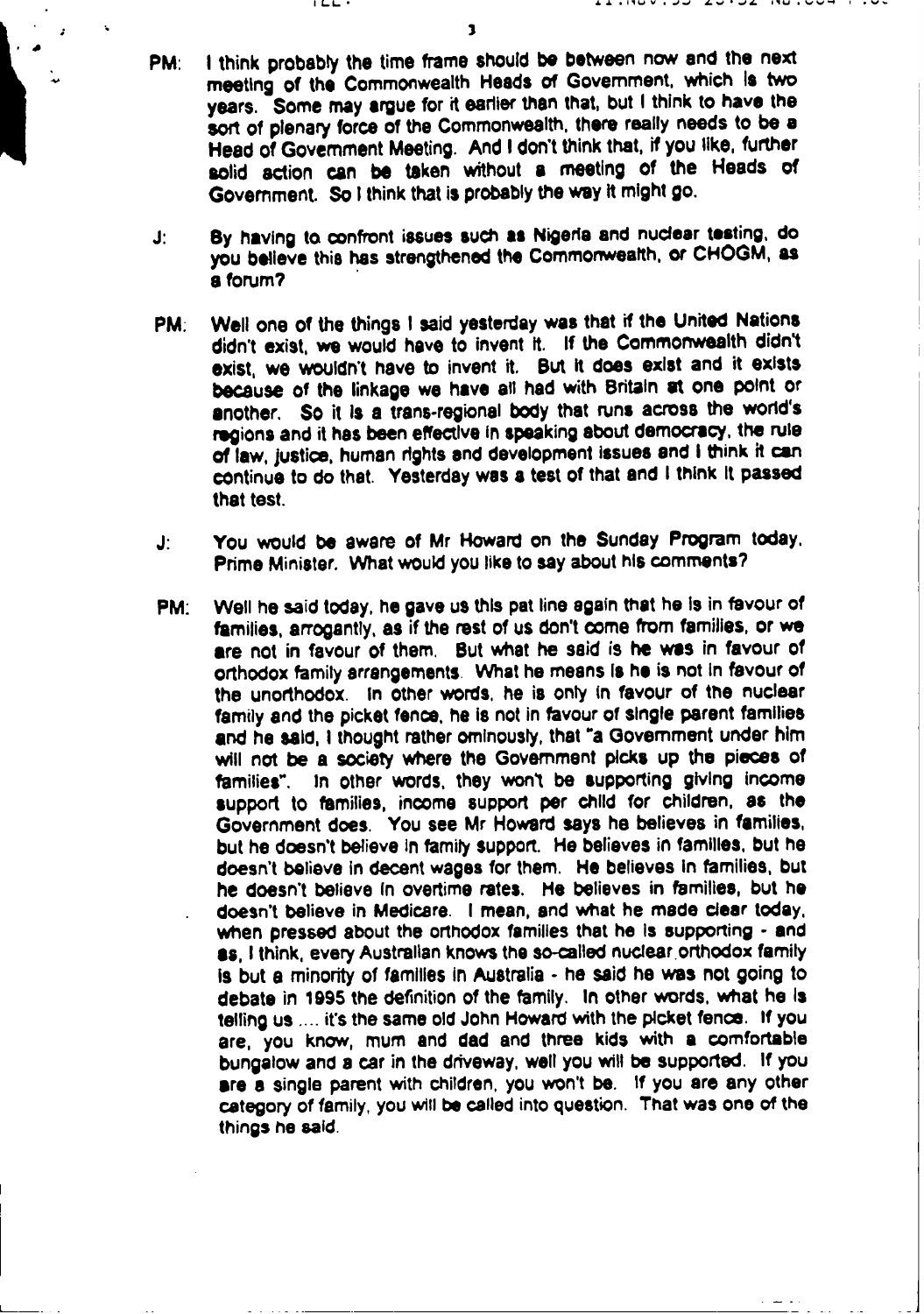**PM:** I think probably the time frame should be between now and the next meeting of the Commonwealth Heads of Government, which is two years. Some may argue for it earlier than that, but I think to have the sort of plenary force of the Commonwealth, there really needs to be a Head of Government Meeting. And I don't think that, if you like, further solid action can be taken without a meeting of the Heads of Government. So I think that is probably the way it might go.

**J:** By having to confront issues such as Nigeria and nuclear testing, do you believe this has strengthened the Commonwealth, or CHOGM, as a forum?

**PM:** Well one of the things I said yesterday was that if the United Nations didn't exist, we would have to invent it. If the Commonwealth didn't exist, we wouldn't have to invent it. But it does exist and it exists because of the linkage we have all had with Britain at one point or another. So it is a trans-regional body that runs across the world's regions and it has been effective in speaking about democracy, the rule of law, justice, human rights and development issues and I think it can continue to do that. Yesterday was a test of that and I think it passed that test.

**J:** You would be aware of Mr Howard on the Sunday Program today, Prime Minister. What would you like to say about his comments?

**PM:** Well he said today, he gave us this pat line again that he is in favour of families, arrogantly, as if the rest of us don't come from families, or we are not in favour of them. But what he said is he was in favour of orthodox family arrangements. What he means is he is not in favour of the unorthodox. In other words, he is only in favour of the nuclear family and the picket fence, he is not in favour of single parent families and he said, I thought rather ominously, that "a Government under him will not be a society where the Government picks up the pieces of families". In other words, they won't be supporting giving income support to families, income support per child for children, as the Government does. You see Mr Howard says he believes in families, but he doesn't believe in family support. He believes in families, but he doesn't believe in decent wages for them. He believes in families, but he doesn't believe in overtime rates. He believes in families, but he doesn't believe in Medicare. I mean, and what he made clear today, when pressed about the orthodox families that he is supporting - and as, I think, every Australian knows the so-called nuclear orthodox family is but a minority of families in Australia - he said he was not going to debate in 1995 the definition of the family. In other words, what he is telling us .... it's the same old John Howard with the picket fence. If you are, you know, mum and dad and three kids with a comfortable bungalow and a car in the driveway, well you will be supported. If you are a single parent with children, you won't be. If you are any other category of family, you will be called into question. That was one of the things he said.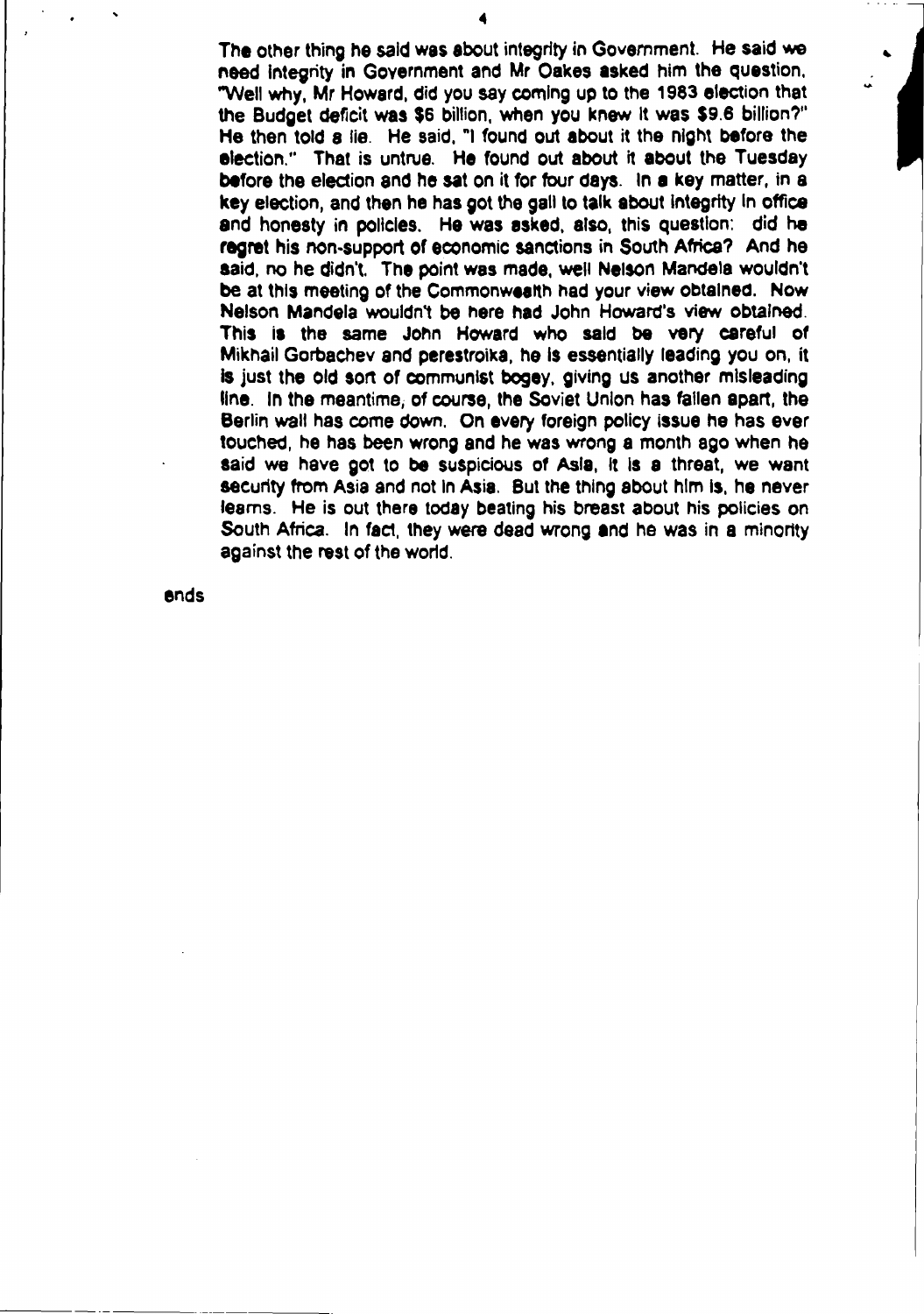The other thing he said was about integrity in Government. He said we need integrity in Government and Mr Oakes asked him the question, "Well why, Mr Howard, did you say coming up to the 1983 election that the Budget deficit was $6 billion, when you knew it was $9.6 billion?" He then told a lie. He said, "I found out about it the night before the election." That is untrue. He found out about it about the Tuesday before the election and he sat on it for four days. In a key matter, in a key election, and then he has got the gall to talk about integrity in office and honesty in policies. He was asked, also, this question: did he regret his non-support of economic sanctions in South Africa? And he said, no he didn't. The point was made, well Nelson Mandela wouldn't be at this meeting of the Commonwealth had your view obtained. Now Nelson Mandela wouldn't be here had John Howard's view obtained. This is the same John Howard who said be very careful of Mikhail Gorbachev and perestroika, he is essentially leading you on, it is just the old sort of communist bogey, giving us another misleading line. In the meantime, of course, the Soviet Union has fallen apart, the Berlin wall has come down. On every foreign policy issue he has ever touched, he has been wrong and he was wrong a month ago when he said we have got to be suspicious of Asia, it is a threat, we want security from Asia and not in Asia. But the thing about him is, he never learns. He is out there today beating his breast about his policies on South Africa. In fact, they were dead wrong and he was in a minority against the rest of the world.

ends